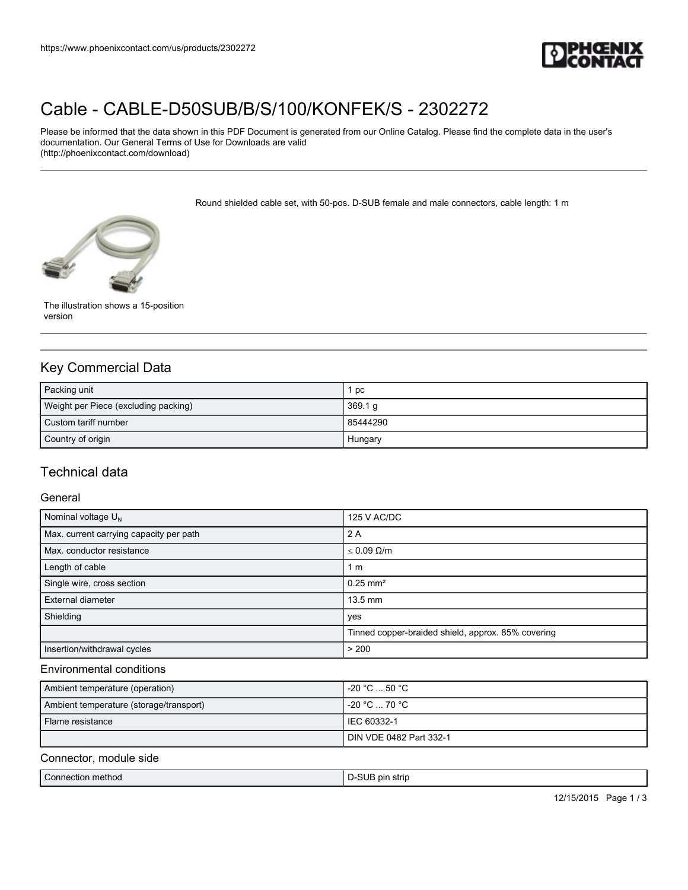# Cable - CABLE-D50SUB/B/S/100/KONFEK/S - 2302272

Please be informed that the data shown in this PDF Document is generated from our Online Catalog. Please find the complete data in the user's documentation. Our General Terms of Use for Downloads are valid (http://phoenixcontact.com/download)

Round shielded cable set, with 50-pos. D-SUB female and male connectors, cable length: 1 m

The illustration shows a 15-position version

## Key Commercial Data

| | |
|---|---|
| Packing unit | 1 pc |
| Weight per Piece (excluding packing) | 369.1 g |
| Custom tariff number | 85444290 |
| Country of origin | Hungary |

## Technical data

### General

| | |
|---|---|
| Nominal voltage $U_N$ | 125 V AC/DC |
| Max. current carrying capacity per path | 2 A |
| Max. conductor resistance | ≤ 0.09 Ω/m |
| Length of cable | 1 m |
| Single wire, cross section | 0.25 mm² |
| External diameter | 13.5 mm |
| Shielding | yes |
| | Tinned copper-braided shield, approx. 85% covering |
| Insertion/withdrawal cycles | > 200 |

### Environmental conditions

| | |
|---|---|
| Ambient temperature (operation) | -20 °C ... 50 °C |
| Ambient temperature (storage/transport) | -20 °C ... 70 °C |
| Flame resistance | IEC 60332-1 |
| | DIN VDE 0482 Part 332-1 |

### Connector, module side

| | |
|---|---|
| Connection method | D-SUB pin strip |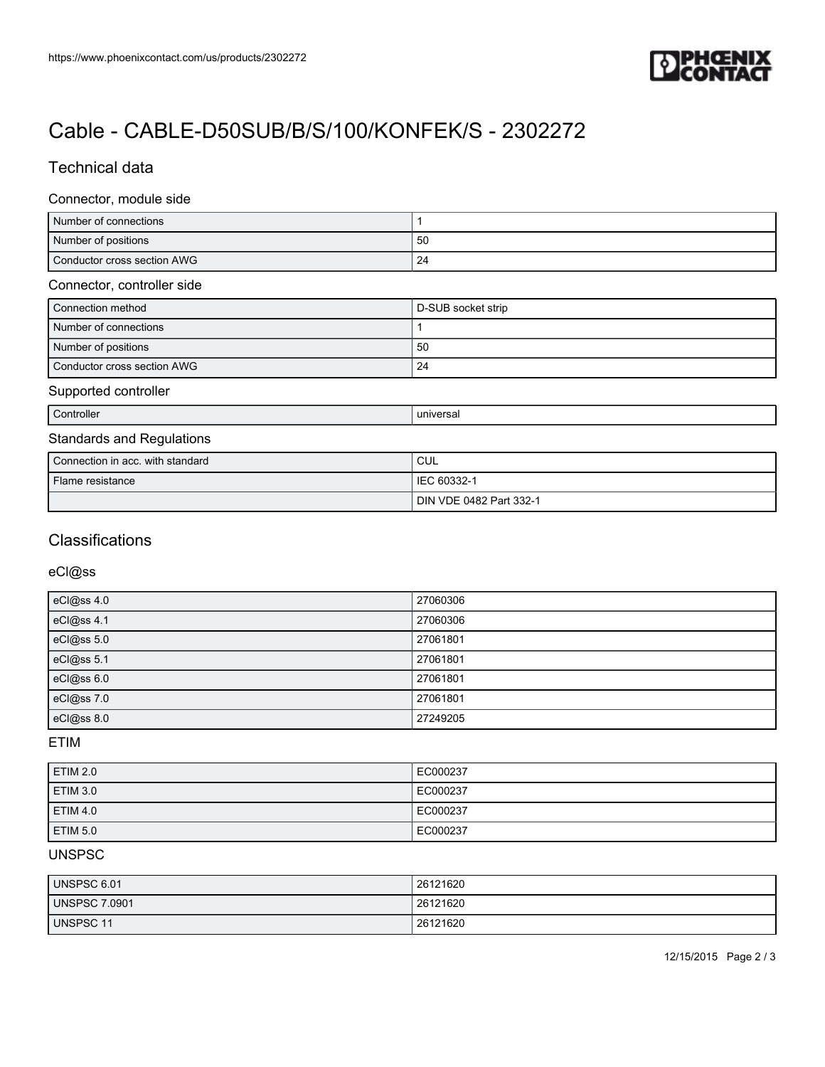# Cable - CABLE-D50SUB/B/S/100/KONFEK/S - 2302272

## Technical data

### Connector, module side

| | |
|---|---|
| Number of connections | 1 |
| Number of positions | 50 |
| Conductor cross section AWG | 24 |

### Connector, controller side

| | |
|---|---|
| Connection method | D-SUB socket strip |
| Number of connections | 1 |
| Number of positions | 50 |
| Conductor cross section AWG | 24 |

### Supported controller

| | |
|---|---|
| Controller | universal |

### Standards and Regulations

| | |
|---|---|
| Connection in acc. with standard | CUL |
| Flame resistance | IEC 60332-1 |
| | DIN VDE 0482 Part 332-1 |

## Classifications

### eCl@ss

| | |
|---|---|
| eCl@ss 4.0 | 27060306 |
| eCl@ss 4.1 | 27060306 |
| eCl@ss 5.0 | 27061801 |
| eCl@ss 5.1 | 27061801 |
| eCl@ss 6.0 | 27061801 |
| eCl@ss 7.0 | 27061801 |
| eCl@ss 8.0 | 27249205 |

### ETIM

| | |
|---|---|
| ETIM 2.0 | EC000237 |
| ETIM 3.0 | EC000237 |
| ETIM 4.0 | EC000237 |
| ETIM 5.0 | EC000237 |

### UNSPSC

| | |
|---|---|
| UNSPSC 6.01 | 26121620 |
| UNSPSC 7.0901 | 26121620 |
| UNSPSC 11 | 26121620 |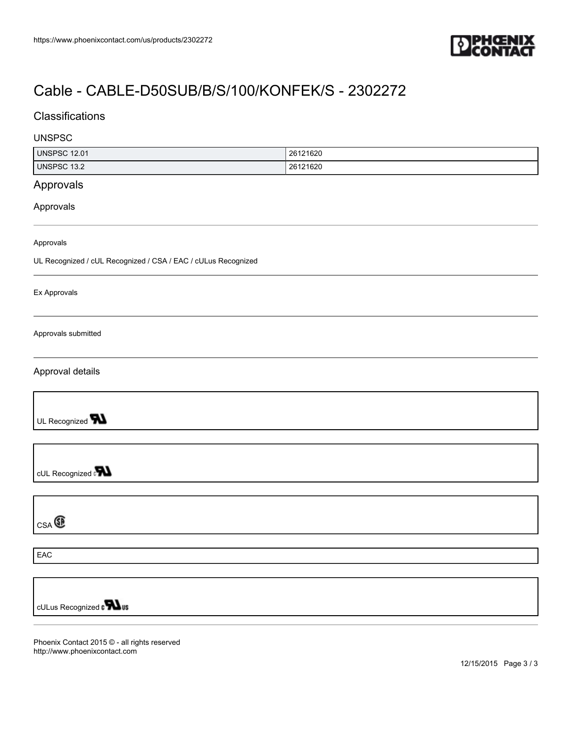# Cable - CABLE-D50SUB/B/S/100/KONFEK/S - 2302272

## Classifications

### UNSPSC

| | |
|---|---|
| UNSPSC 12.01 | 26121620 |
| UNSPSC 13.2 | 26121620 |

## Approvals

### Approvals

Approvals

UL Recognized / cUL Recognized / CSA / EAC / cULus Recognized

Ex Approvals

Approvals submitted

### Approval details

UL Recognized

cUL Recognized

CSA

EAC

cULus Recognized

Phoenix Contact 2015 © - all rights reserved
http://www.phoenixcontact.com